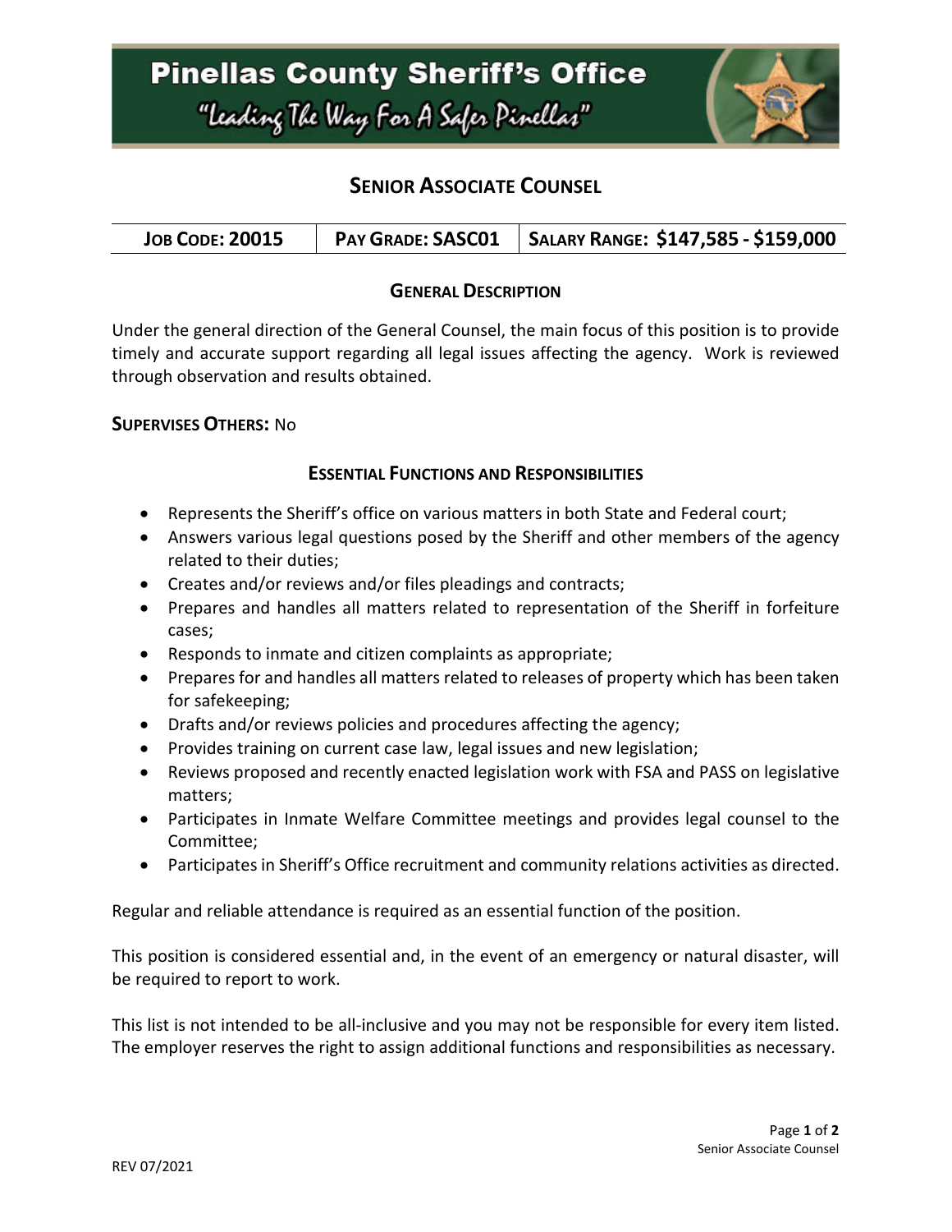# Pinellas County Sheriff's Office

"Leading The Way For A Safer Pinellas"

## Senior Associate Counsel

| Job Code: 20015 | Pay Grade: SASC01 | Salary Range: $147,585 - $159,000 |
|---|---|---|

### General Description

Under the general direction of the General Counsel, the main focus of this position is to provide timely and accurate support regarding all legal issues affecting the agency. Work is reviewed through observation and results obtained.

**Supervises Others:** No

### Essential Functions and Responsibilities

- Represents the Sheriff's office on various matters in both State and Federal court;
- Answers various legal questions posed by the Sheriff and other members of the agency related to their duties;
- Creates and/or reviews and/or files pleadings and contracts;
- Prepares and handles all matters related to representation of the Sheriff in forfeiture cases;
- Responds to inmate and citizen complaints as appropriate;
- Prepares for and handles all matters related to releases of property which has been taken for safekeeping;
- Drafts and/or reviews policies and procedures affecting the agency;
- Provides training on current case law, legal issues and new legislation;
- Reviews proposed and recently enacted legislation work with FSA and PASS on legislative matters;
- Participates in Inmate Welfare Committee meetings and provides legal counsel to the Committee;
- Participates in Sheriff's Office recruitment and community relations activities as directed.

Regular and reliable attendance is required as an essential function of the position.

This position is considered essential and, in the event of an emergency or natural disaster, will be required to report to work.

This list is not intended to be all-inclusive and you may not be responsible for every item listed. The employer reserves the right to assign additional functions and responsibilities as necessary.

REV 07/2021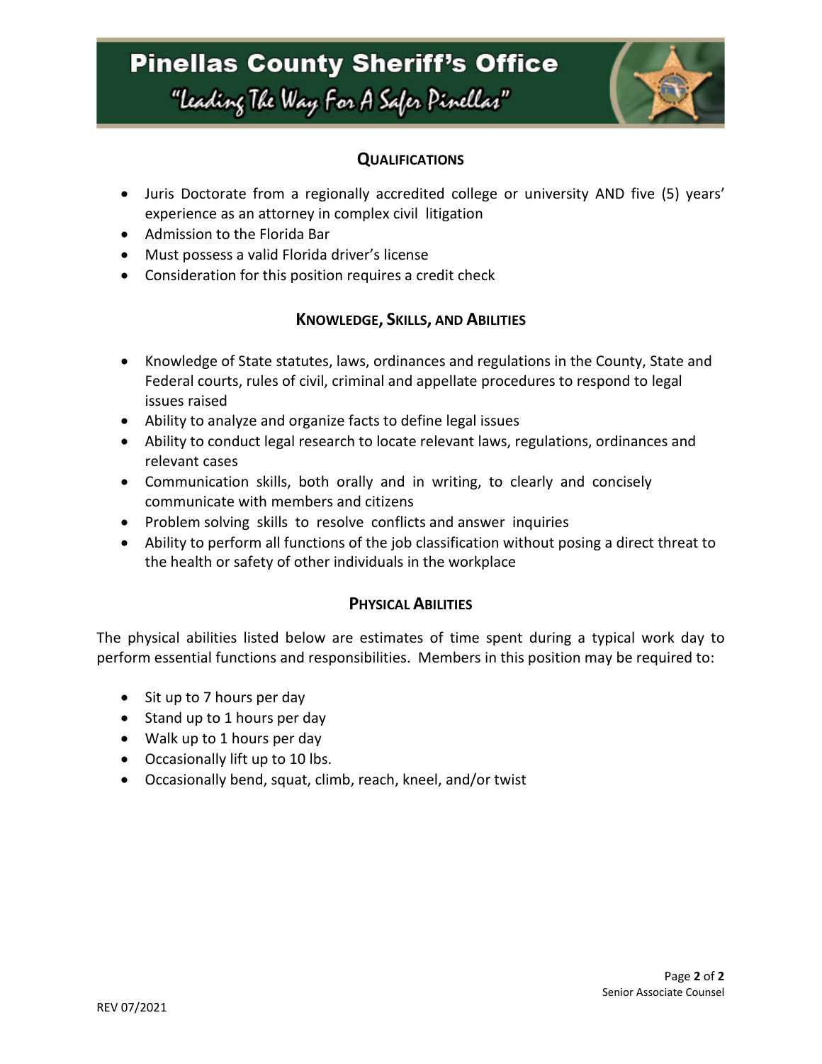## QUALIFICATIONS

- Juris Doctorate from a regionally accredited college or university AND five (5) years' experience as an attorney in complex civil litigation
- Admission to the Florida Bar
- Must possess a valid Florida driver's license
- Consideration for this position requires a credit check

## KNOWLEDGE, SKILLS, AND ABILITIES

- Knowledge of State statutes, laws, ordinances and regulations in the County, State and Federal courts, rules of civil, criminal and appellate procedures to respond to legal issues raised
- Ability to analyze and organize facts to define legal issues
- Ability to conduct legal research to locate relevant laws, regulations, ordinances and relevant cases
- Communication skills, both orally and in writing, to clearly and concisely communicate with members and citizens
- Problem solving skills to resolve conflicts and answer inquiries
- Ability to perform all functions of the job classification without posing a direct threat to the health or safety of other individuals in the workplace

## PHYSICAL ABILITIES

The physical abilities listed below are estimates of time spent during a typical work day to perform essential functions and responsibilities. Members in this position may be required to:

- Sit up to 7 hours per day
- Stand up to 1 hours per day
- Walk up to 1 hours per day
- Occasionally lift up to 10 lbs.
- Occasionally bend, squat, climb, reach, kneel, and/or twist

Senior Associate Counsel

REV 07/2021